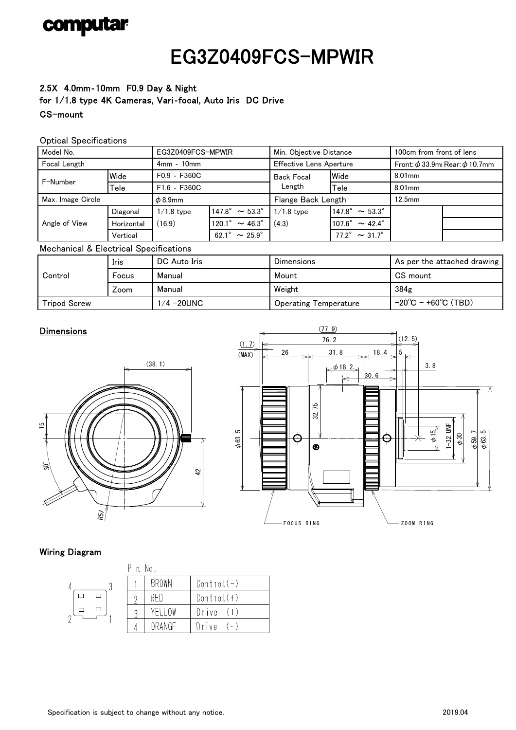computar

# EG3Z0409FCS-MPWIR

**2.5X 4.0mm-10mm F0.9 Day & Night**
**for 1/1.8 type 4K Cameras, Vari-focal, Auto Iris DC Drive**
**CS-mount**

Optical Specifications

| | | | | | | | |
|---|---|---|---|---|---|---|---|
| Model No. | | EG3Z0409FCS-MPWIR | | Min. Objective Distance | | 100cm from front of lens | |
| Focal Length | | 4mm - 10mm | | Effective Lens Aperture | | Front: φ 33.9mm Rear: φ 10.7mm | |
| F-Number | Wide | F0.9 - F360C | | Back Focal Length | Wide | 8.01mm | |
| | Tele | F1.6 - F360C | | | Tele | 8.01mm | |
| Max. Image Circle | | φ 8.9mm | | Flange Back Length | | 12.5mm | |
| Angle of View | Diagonal | 1/1.8 type (16:9) | 147.8° ～ 53.3° | 1/1.8 type (4:3) | 147.8° ～ 53.3° | | |
| | Horizontal | | 120.1° ～ 46.3° | | 107.6° ～ 42.4° | | |
| | Vertical | | 62.1° ～ 25.9° | | 77.2° ～ 31.7° | | |

Mechanical & Electrical Specifications

| | | | | |
|---|---|---|---|---|
| Control | Iris | DC Auto Iris | Dimensions | As per the attached drawing |
| | Focus | Manual | Mount | CS mount |
| | Zoom | Manual | Weight | 384g |
| Tripod Screw | | 1/4 -20UNC | Operating Temperature | -20℃ - +60℃ (TBD) |

## Dimensions

(38.1)
15
30°
42
R57

(77.9)
76.2
(1.7) (MAX)
26
31.8
18.4
(12.5)
5
φ18.2
3.8
30.6
32.75
φ63.5
φ15
1-32 UNF
φ30
φ59.7
φ63.5
FOCUS RING
ZOOM RING

## Wiring Diagram

4 3
2 1

Pin No.

| | | |
|---|---|---|
| 1 | BROWN | Control(-) |
| 2 | RED | Control(+) |
| 3 | YELLOW | Drive (+) |
| 4 | ORANGE | Drive (-) |

Specification is subject to change without any notice.

2019.04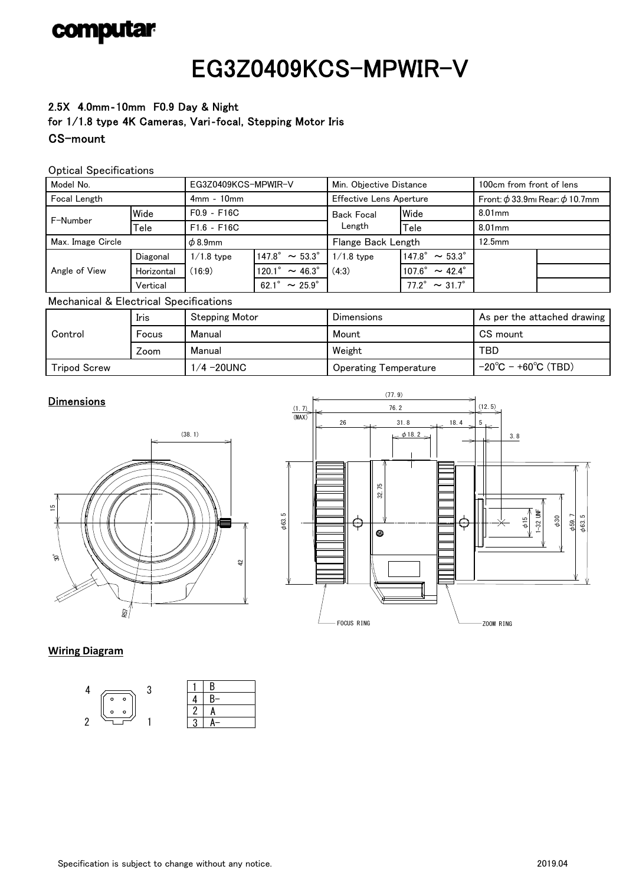**computar**

# EG3Z0409KCS-MPWIR-V

**2.5X 4.0mm-10mm F0.9 Day & Night**
**for 1/1.8 type 4K Cameras, Vari-focal, Stepping Motor Iris**
**CS-mount**

Optical Specifications

| | | | | | | | |
|---|---|---|---|---|---|---|---|
| Model No. | | EG3Z0409KCS-MPWIR-V | | Min. Objective Distance | | 100cm from front of lens | |
| Focal Length | | 4mm - 10mm | | Effective Lens Aperture | | Front: ϕ 33.9mm Rear: ϕ 10.7mm | |
| F-Number | Wide | F0.9 - F16C | | Back Focal Length | Wide | 8.01mm | |
| | Tele | F1.6 - F16C | | | Tele | 8.01mm | |
| Max. Image Circle | | ϕ 8.9mm | | Flange Back Length | | 12.5mm | |
| Angle of View | Diagonal | 1/1.8 type (16:9) | 147.8° ∼ 53.3° | 1/1.8 type (4:3) | 147.8° ∼ 53.3° | | |
| | Horizontal | | 120.1° ∼ 46.3° | | 107.6° ∼ 42.4° | | |
| | Vertical | | 62.1° ∼ 25.9° | | 77.2° ∼ 31.7° | | |

Mechanical & Electrical Specifications

| | | | | |
|---|---|---|---|---|
| Control | Iris | Stepping Motor | Dimensions | As per the attached drawing |
| | Focus | Manual | Mount | CS mount |
| | Zoom | Manual | Weight | TBD |
| Tripod Screw | | 1/4 -20UNC | Operating Temperature | -20℃ - +60℃ (TBD) |

**Dimensions**

(38.1)
15
30°
42
R57
(77.9)
(1.7) (MAX)
76.2
(12.5)
26
31.8
18.4
5
ϕ18.2
3.8
32.75
ϕ63.5
ϕ15
1-32 UNF
ϕ30
ϕ59.7
ϕ63.5
FOCUS RING
ZOOM RING

**Wiring Diagram**

4 3
2 1

| | |
|---|---|
| 1 | B |
| 4 | B- |
| 2 | A |
| 3 | A- |

Specification is subject to change without any notice.

2019.04